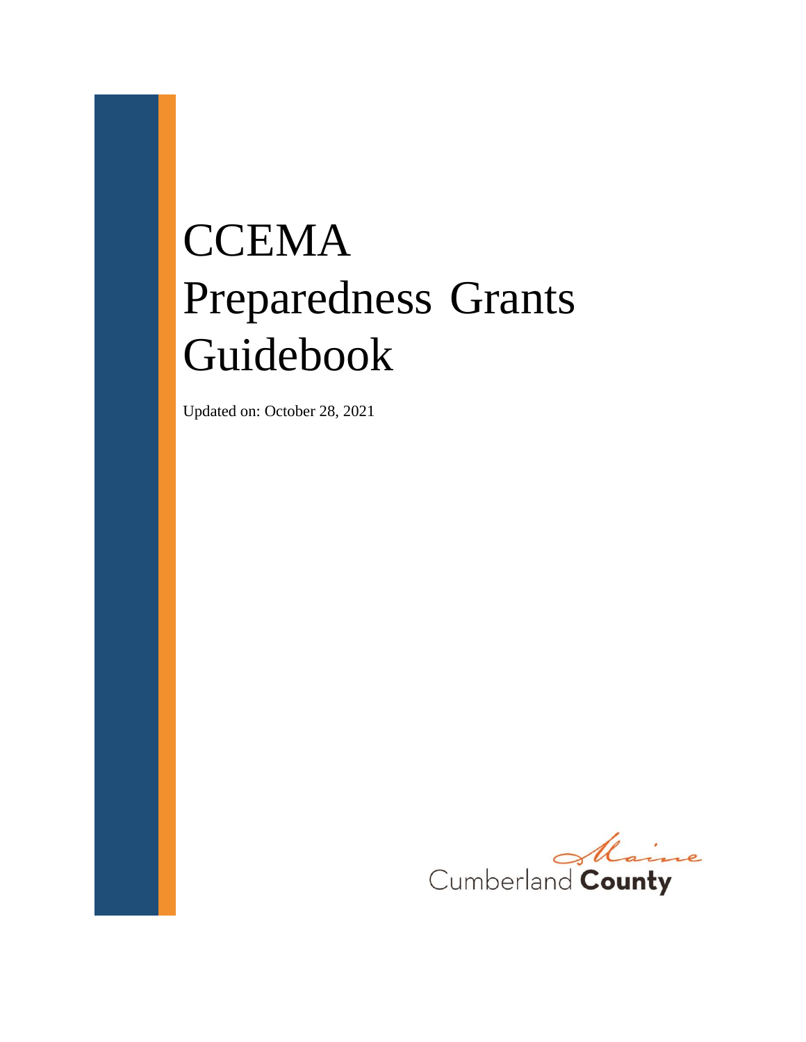# CCEMA Preparedness Grants Guidebook

Updated on: October 28, 2021

Maine
Cumberland **County**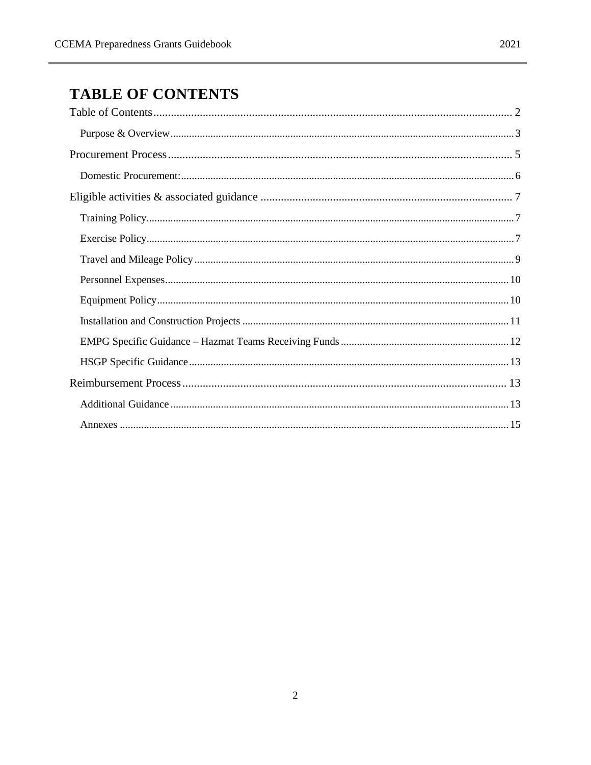# TABLE OF CONTENTS

Table of Contents ........ 2

- Purpose & Overview ........ 3

Procurement Process ........ 5

- Domestic Procurement: ........ 6

Eligible activities & associated guidance ........ 7

- Training Policy ........ 7
- Exercise Policy ........ 7
- Travel and Mileage Policy ........ 9
- Personnel Expenses ........ 10
- Equipment Policy ........ 10
- Installation and Construction Projects ........ 11
- EMPG Specific Guidance – Hazmat Teams Receiving Funds ........ 12
- HSGP Specific Guidance ........ 13

Reimbursement Process ........ 13

- Additional Guidance ........ 13
- Annexes ........ 15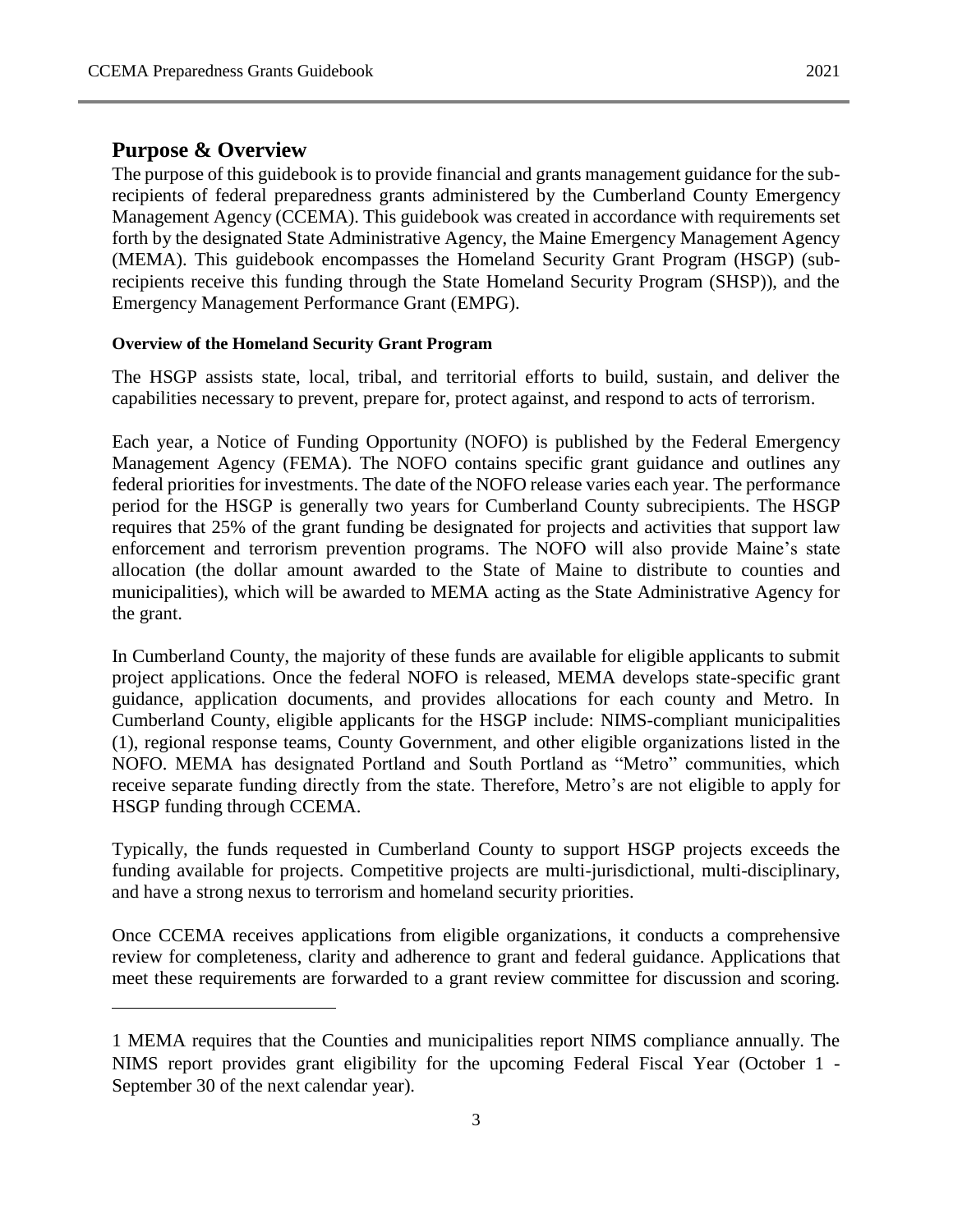## Purpose & Overview

The purpose of this guidebook is to provide financial and grants management guidance for the sub-recipients of federal preparedness grants administered by the Cumberland County Emergency Management Agency (CCEMA). This guidebook was created in accordance with requirements set forth by the designated State Administrative Agency, the Maine Emergency Management Agency (MEMA). This guidebook encompasses the Homeland Security Grant Program (HSGP) (sub-recipients receive this funding through the State Homeland Security Program (SHSP)), and the Emergency Management Performance Grant (EMPG).

**Overview of the Homeland Security Grant Program**

The HSGP assists state, local, tribal, and territorial efforts to build, sustain, and deliver the capabilities necessary to prevent, prepare for, protect against, and respond to acts of terrorism.

Each year, a Notice of Funding Opportunity (NOFO) is published by the Federal Emergency Management Agency (FEMA). The NOFO contains specific grant guidance and outlines any federal priorities for investments. The date of the NOFO release varies each year. The performance period for the HSGP is generally two years for Cumberland County subrecipients. The HSGP requires that 25% of the grant funding be designated for projects and activities that support law enforcement and terrorism prevention programs. The NOFO will also provide Maine's state allocation (the dollar amount awarded to the State of Maine to distribute to counties and municipalities), which will be awarded to MEMA acting as the State Administrative Agency for the grant.

In Cumberland County, the majority of these funds are available for eligible applicants to submit project applications. Once the federal NOFO is released, MEMA develops state-specific grant guidance, application documents, and provides allocations for each county and Metro. In Cumberland County, eligible applicants for the HSGP include: NIMS-compliant municipalities (1), regional response teams, County Government, and other eligible organizations listed in the NOFO. MEMA has designated Portland and South Portland as "Metro" communities, which receive separate funding directly from the state. Therefore, Metro's are not eligible to apply for HSGP funding through CCEMA.

Typically, the funds requested in Cumberland County to support HSGP projects exceeds the funding available for projects. Competitive projects are multi-jurisdictional, multi-disciplinary, and have a strong nexus to terrorism and homeland security priorities.

Once CCEMA receives applications from eligible organizations, it conducts a comprehensive review for completeness, clarity and adherence to grant and federal guidance. Applications that meet these requirements are forwarded to a grant review committee for discussion and scoring.

---

1 MEMA requires that the Counties and municipalities report NIMS compliance annually. The NIMS report provides grant eligibility for the upcoming Federal Fiscal Year (October 1 - September 30 of the next calendar year).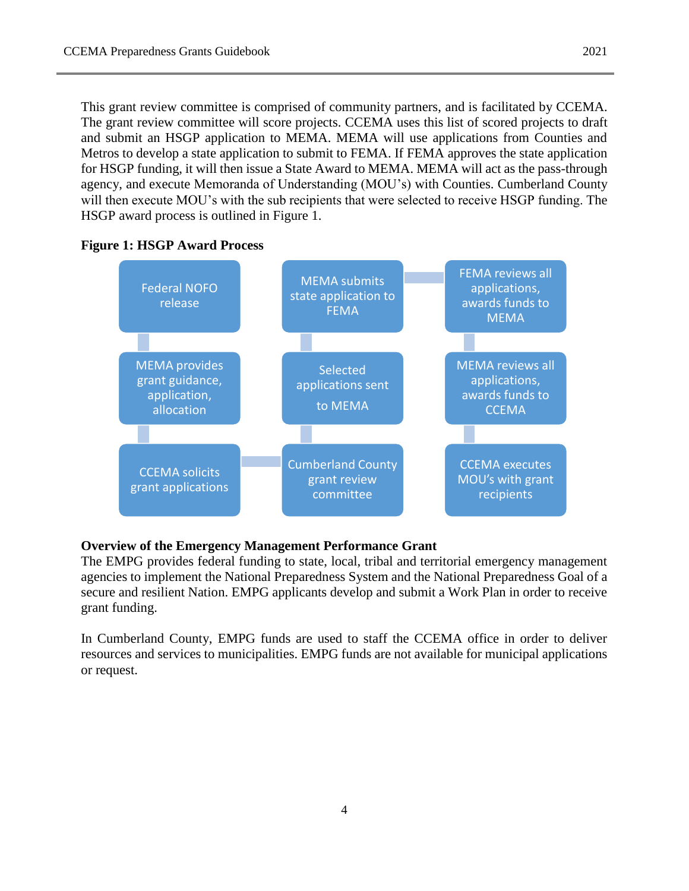This grant review committee is comprised of community partners, and is facilitated by CCEMA. The grant review committee will score projects. CCEMA uses this list of scored projects to draft and submit an HSGP application to MEMA. MEMA will use applications from Counties and Metros to develop a state application to submit to FEMA. If FEMA approves the state application for HSGP funding, it will then issue a State Award to MEMA. MEMA will act as the pass-through agency, and execute Memoranda of Understanding (MOU's) with Counties. Cumberland County will then execute MOU's with the sub recipients that were selected to receive HSGP funding. The HSGP award process is outlined in Figure 1.

**Figure 1: HSGP Award Process**

1. Federal NOFO release
2. MEMA provides grant guidance, application, allocation
3. CCEMA solicits grant applications
4. Cumberland County grant review committee
5. Selected applications sent to MEMA
6. MEMA submits state application to FEMA
7. FEMA reviews all applications, awards funds to MEMA
8. MEMA reviews all applications, awards funds to CCEMA
9. CCEMA executes MOU's with grant recipients

**Overview of the Emergency Management Performance Grant**

The EMPG provides federal funding to state, local, tribal and territorial emergency management agencies to implement the National Preparedness System and the National Preparedness Goal of a secure and resilient Nation. EMPG applicants develop and submit a Work Plan in order to receive grant funding.

In Cumberland County, EMPG funds are used to staff the CCEMA office in order to deliver resources and services to municipalities. EMPG funds are not available for municipal applications or request.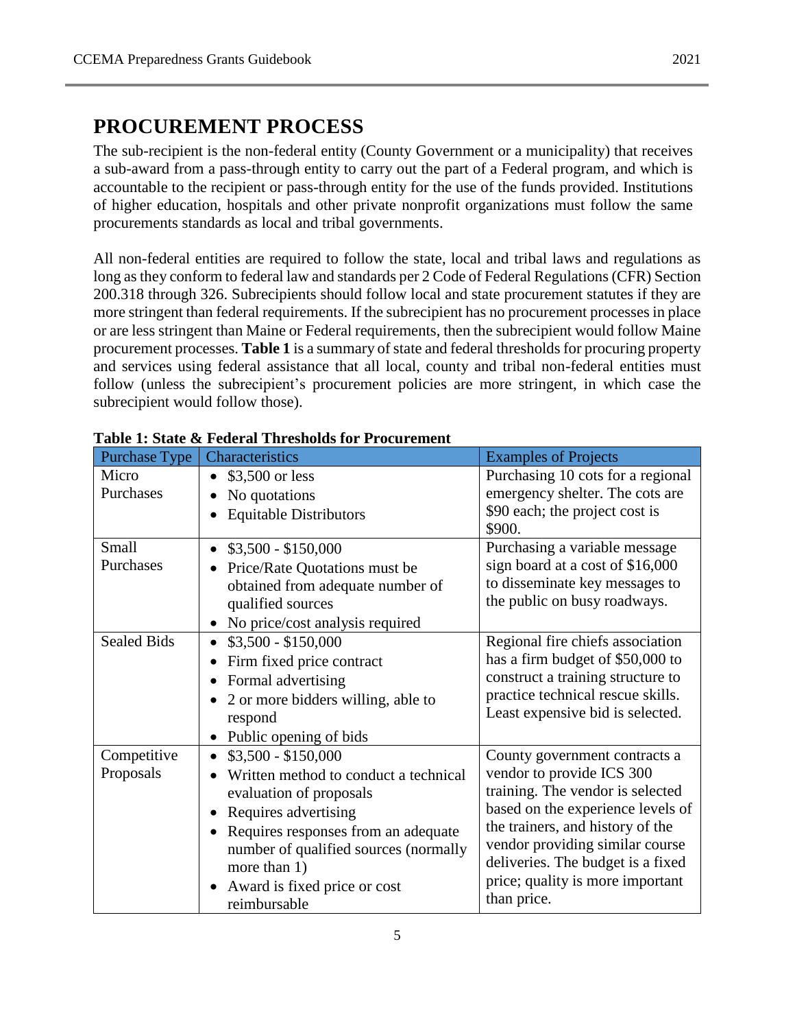# PROCUREMENT PROCESS

The sub-recipient is the non-federal entity (County Government or a municipality) that receives a sub-award from a pass-through entity to carry out the part of a Federal program, and which is accountable to the recipient or pass-through entity for the use of the funds provided. Institutions of higher education, hospitals and other private nonprofit organizations must follow the same procurements standards as local and tribal governments.

All non-federal entities are required to follow the state, local and tribal laws and regulations as long as they conform to federal law and standards per 2 Code of Federal Regulations (CFR) Section 200.318 through 326. Subrecipients should follow local and state procurement statutes if they are more stringent than federal requirements. If the subrecipient has no procurement processes in place or are less stringent than Maine or Federal requirements, then the subrecipient would follow Maine procurement processes. **Table 1** is a summary of state and federal thresholds for procuring property and services using federal assistance that all local, county and tribal non-federal entities must follow (unless the subrecipient's procurement policies are more stringent, in which case the subrecipient would follow those).

**Table 1: State & Federal Thresholds for Procurement**

| Purchase Type | Characteristics | Examples of Projects |
|---|---|---|
| Micro Purchases | • $3,500 or less<br>• No quotations<br>• Equitable Distributors | Purchasing 10 cots for a regional emergency shelter. The cots are $90 each; the project cost is $900. |
| Small Purchases | • $3,500 - $150,000<br>• Price/Rate Quotations must be obtained from adequate number of qualified sources<br>• No price/cost analysis required | Purchasing a variable message sign board at a cost of $16,000 to disseminate key messages to the public on busy roadways. |
| Sealed Bids | • $3,500 - $150,000<br>• Firm fixed price contract<br>• Formal advertising<br>• 2 or more bidders willing, able to respond<br>• Public opening of bids | Regional fire chiefs association has a firm budget of $50,000 to construct a training structure to practice technical rescue skills. Least expensive bid is selected. |
| Competitive Proposals | • $3,500 - $150,000<br>• Written method to conduct a technical evaluation of proposals<br>• Requires advertising<br>• Requires responses from an adequate number of qualified sources (normally more than 1)<br>• Award is fixed price or cost reimbursable | County government contracts a vendor to provide ICS 300 training. The vendor is selected based on the experience levels of the trainers, and history of the vendor providing similar course deliveries. The budget is a fixed price; quality is more important than price. |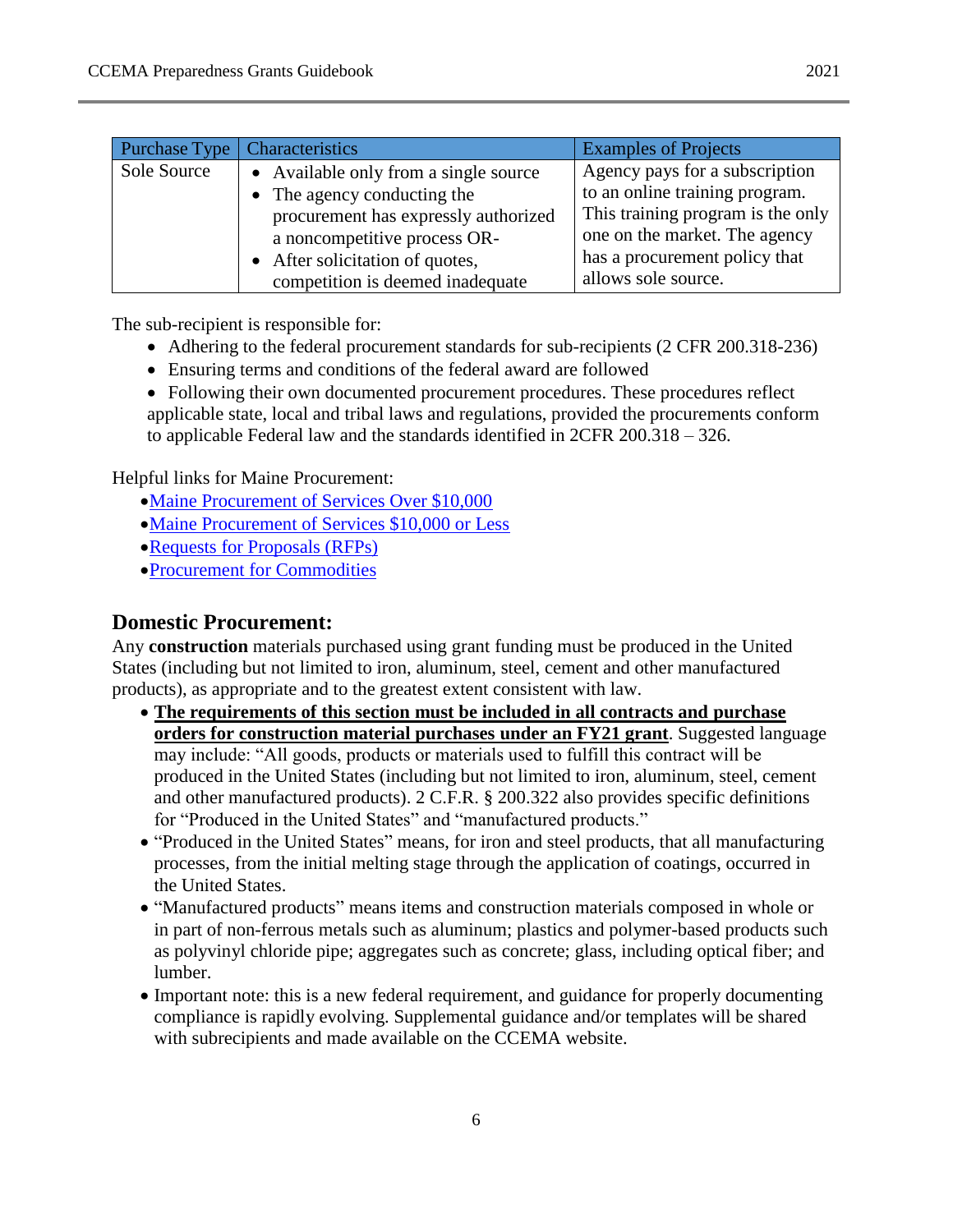| Purchase Type | Characteristics | Examples of Projects |
|---|---|---|
| Sole Source | • Available only from a single source<br>• The agency conducting the procurement has expressly authorized a noncompetitive process OR-<br>• After solicitation of quotes, competition is deemed inadequate | Agency pays for a subscription to an online training program. This training program is the only one on the market. The agency has a procurement policy that allows sole source. |

The sub-recipient is responsible for:

- Adhering to the federal procurement standards for sub-recipients (2 CFR 200.318-236)
- Ensuring terms and conditions of the federal award are followed
- Following their own documented procurement procedures. These procedures reflect applicable state, local and tribal laws and regulations, provided the procurements conform to applicable Federal law and the standards identified in 2CFR 200.318 – 326.

Helpful links for Maine Procurement:

- Maine Procurement of Services Over $10,000
- Maine Procurement of Services $10,000 or Less
- Requests for Proposals (RFPs)
- Procurement for Commodities

## Domestic Procurement:

Any **construction** materials purchased using grant funding must be produced in the United States (including but not limited to iron, aluminum, steel, cement and other manufactured products), as appropriate and to the greatest extent consistent with law.

- **The requirements of this section must be included in all contracts and purchase orders for construction material purchases under an FY21 grant**. Suggested language may include: "All goods, products or materials used to fulfill this contract will be produced in the United States (including but not limited to iron, aluminum, steel, cement and other manufactured products). 2 C.F.R. § 200.322 also provides specific definitions for "Produced in the United States" and "manufactured products."
- "Produced in the United States" means, for iron and steel products, that all manufacturing processes, from the initial melting stage through the application of coatings, occurred in the United States.
- "Manufactured products" means items and construction materials composed in whole or in part of non-ferrous metals such as aluminum; plastics and polymer-based products such as polyvinyl chloride pipe; aggregates such as concrete; glass, including optical fiber; and lumber.
- Important note: this is a new federal requirement, and guidance for properly documenting compliance is rapidly evolving. Supplemental guidance and/or templates will be shared with subrecipients and made available on the CCEMA website.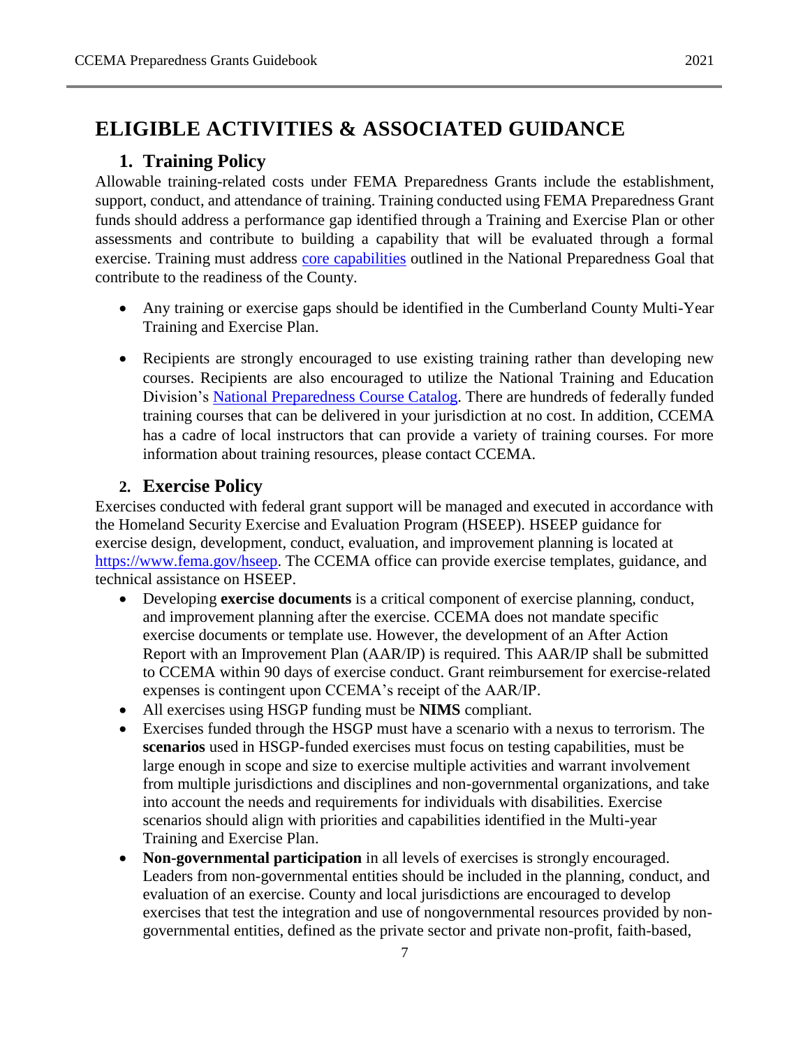# ELIGIBLE ACTIVITIES & ASSOCIATED GUIDANCE

## 1. Training Policy

Allowable training-related costs under FEMA Preparedness Grants include the establishment, support, conduct, and attendance of training. Training conducted using FEMA Preparedness Grant funds should address a performance gap identified through a Training and Exercise Plan or other assessments and contribute to building a capability that will be evaluated through a formal exercise. Training must address core capabilities outlined in the National Preparedness Goal that contribute to the readiness of the County.

- Any training or exercise gaps should be identified in the Cumberland County Multi-Year Training and Exercise Plan.
- Recipients are strongly encouraged to use existing training rather than developing new courses. Recipients are also encouraged to utilize the National Training and Education Division's National Preparedness Course Catalog. There are hundreds of federally funded training courses that can be delivered in your jurisdiction at no cost. In addition, CCEMA has a cadre of local instructors that can provide a variety of training courses. For more information about training resources, please contact CCEMA.

## 2. Exercise Policy

Exercises conducted with federal grant support will be managed and executed in accordance with the Homeland Security Exercise and Evaluation Program (HSEEP). HSEEP guidance for exercise design, development, conduct, evaluation, and improvement planning is located at https://www.fema.gov/hseep. The CCEMA office can provide exercise templates, guidance, and technical assistance on HSEEP.

- Developing **exercise documents** is a critical component of exercise planning, conduct, and improvement planning after the exercise. CCEMA does not mandate specific exercise documents or template use. However, the development of an After Action Report with an Improvement Plan (AAR/IP) is required. This AAR/IP shall be submitted to CCEMA within 90 days of exercise conduct. Grant reimbursement for exercise-related expenses is contingent upon CCEMA's receipt of the AAR/IP.
- All exercises using HSGP funding must be **NIMS** compliant.
- Exercises funded through the HSGP must have a scenario with a nexus to terrorism. The **scenarios** used in HSGP-funded exercises must focus on testing capabilities, must be large enough in scope and size to exercise multiple activities and warrant involvement from multiple jurisdictions and disciplines and non-governmental organizations, and take into account the needs and requirements for individuals with disabilities. Exercise scenarios should align with priorities and capabilities identified in the Multi-year Training and Exercise Plan.
- **Non-governmental participation** in all levels of exercises is strongly encouraged. Leaders from non-governmental entities should be included in the planning, conduct, and evaluation of an exercise. County and local jurisdictions are encouraged to develop exercises that test the integration and use of nongovernmental resources provided by non-governmental entities, defined as the private sector and private non-profit, faith-based,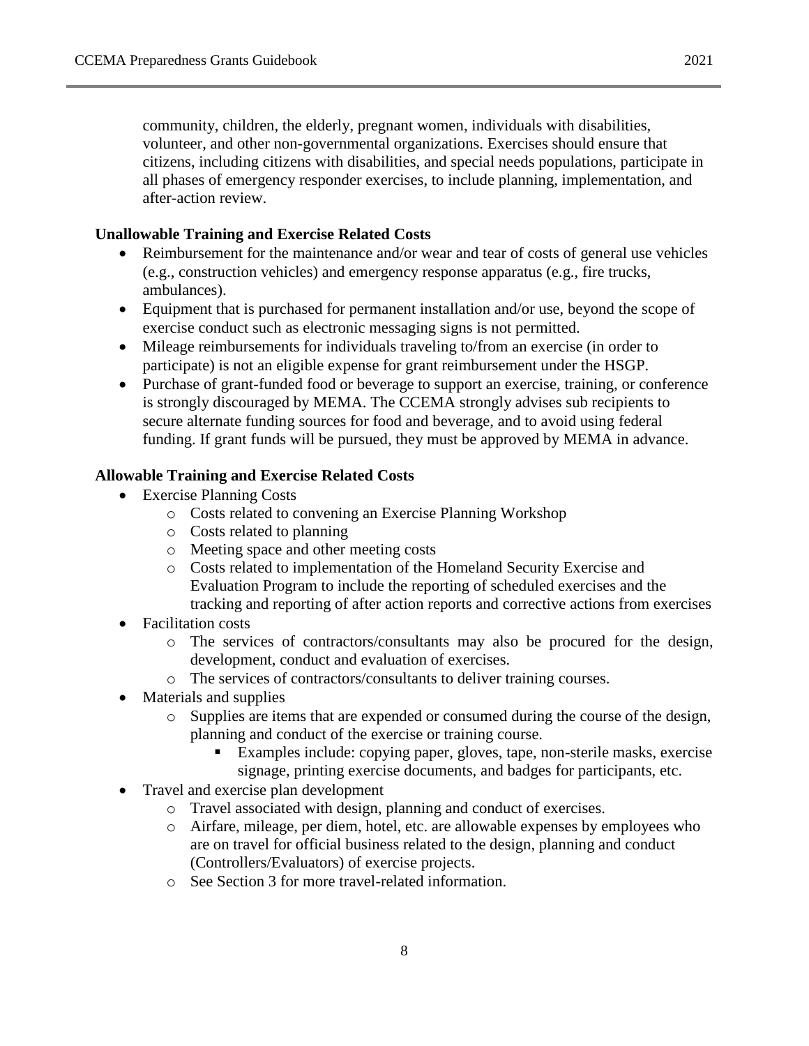community, children, the elderly, pregnant women, individuals with disabilities, volunteer, and other non-governmental organizations. Exercises should ensure that citizens, including citizens with disabilities, and special needs populations, participate in all phases of emergency responder exercises, to include planning, implementation, and after-action review.

**Unallowable Training and Exercise Related Costs**

- Reimbursement for the maintenance and/or wear and tear of costs of general use vehicles (e.g., construction vehicles) and emergency response apparatus (e.g., fire trucks, ambulances).
- Equipment that is purchased for permanent installation and/or use, beyond the scope of exercise conduct such as electronic messaging signs is not permitted.
- Mileage reimbursements for individuals traveling to/from an exercise (in order to participate) is not an eligible expense for grant reimbursement under the HSGP.
- Purchase of grant-funded food or beverage to support an exercise, training, or conference is strongly discouraged by MEMA. The CCEMA strongly advises sub recipients to secure alternate funding sources for food and beverage, and to avoid using federal funding. If grant funds will be pursued, they must be approved by MEMA in advance.

**Allowable Training and Exercise Related Costs**

- Exercise Planning Costs
  - Costs related to convening an Exercise Planning Workshop
  - Costs related to planning
  - Meeting space and other meeting costs
  - Costs related to implementation of the Homeland Security Exercise and Evaluation Program to include the reporting of scheduled exercises and the tracking and reporting of after action reports and corrective actions from exercises
- Facilitation costs
  - The services of contractors/consultants may also be procured for the design, development, conduct and evaluation of exercises.
  - The services of contractors/consultants to deliver training courses.
- Materials and supplies
  - Supplies are items that are expended or consumed during the course of the design, planning and conduct of the exercise or training course.
    - Examples include: copying paper, gloves, tape, non-sterile masks, exercise signage, printing exercise documents, and badges for participants, etc.
- Travel and exercise plan development
  - Travel associated with design, planning and conduct of exercises.
  - Airfare, mileage, per diem, hotel, etc. are allowable expenses by employees who are on travel for official business related to the design, planning and conduct (Controllers/Evaluators) of exercise projects.
  - See Section 3 for more travel-related information.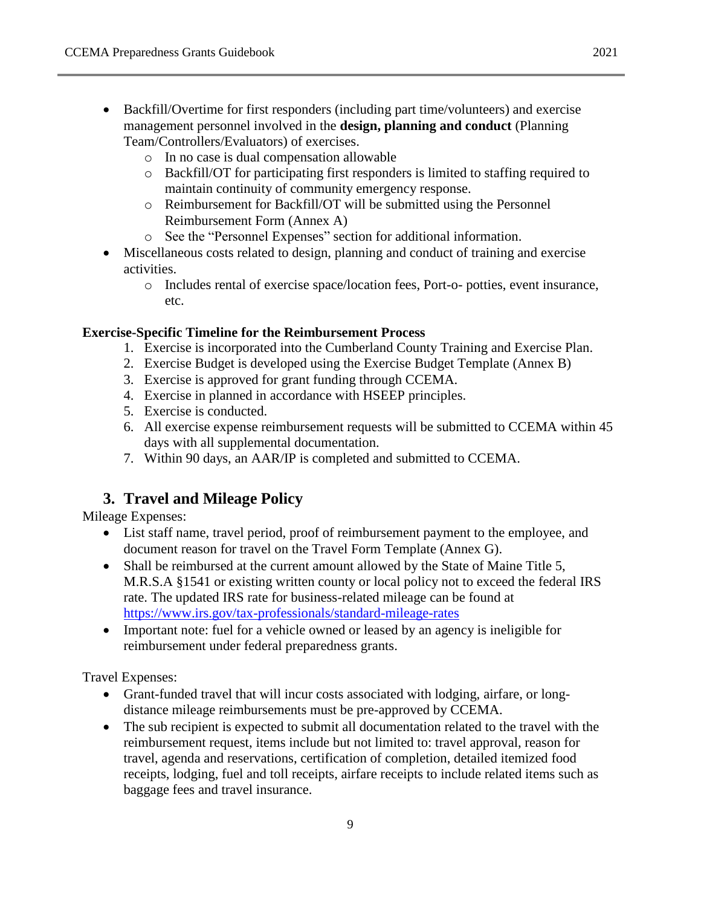- Backfill/Overtime for first responders (including part time/volunteers) and exercise management personnel involved in the **design, planning and conduct** (Planning Team/Controllers/Evaluators) of exercises.
    - In no case is dual compensation allowable
    - Backfill/OT for participating first responders is limited to staffing required to maintain continuity of community emergency response.
    - Reimbursement for Backfill/OT will be submitted using the Personnel Reimbursement Form (Annex A)
    - See the "Personnel Expenses" section for additional information.
- Miscellaneous costs related to design, planning and conduct of training and exercise activities.
    - Includes rental of exercise space/location fees, Port-o- potties, event insurance, etc.

**Exercise-Specific Timeline for the Reimbursement Process**

1. Exercise is incorporated into the Cumberland County Training and Exercise Plan.
2. Exercise Budget is developed using the Exercise Budget Template (Annex B)
3. Exercise is approved for grant funding through CCEMA.
4. Exercise in planned in accordance with HSEEP principles.
5. Exercise is conducted.
6. All exercise expense reimbursement requests will be submitted to CCEMA within 45 days with all supplemental documentation.
7. Within 90 days, an AAR/IP is completed and submitted to CCEMA.

## 3. Travel and Mileage Policy

Mileage Expenses:

- List staff name, travel period, proof of reimbursement payment to the employee, and document reason for travel on the Travel Form Template (Annex G).
- Shall be reimbursed at the current amount allowed by the State of Maine Title 5, M.R.S.A §1541 or existing written county or local policy not to exceed the federal IRS rate. The updated IRS rate for business-related mileage can be found at https://www.irs.gov/tax-professionals/standard-mileage-rates
- Important note: fuel for a vehicle owned or leased by an agency is ineligible for reimbursement under federal preparedness grants.

Travel Expenses:

- Grant-funded travel that will incur costs associated with lodging, airfare, or long-distance mileage reimbursements must be pre-approved by CCEMA.
- The sub recipient is expected to submit all documentation related to the travel with the reimbursement request, items include but not limited to: travel approval, reason for travel, agenda and reservations, certification of completion, detailed itemized food receipts, lodging, fuel and toll receipts, airfare receipts to include related items such as baggage fees and travel insurance.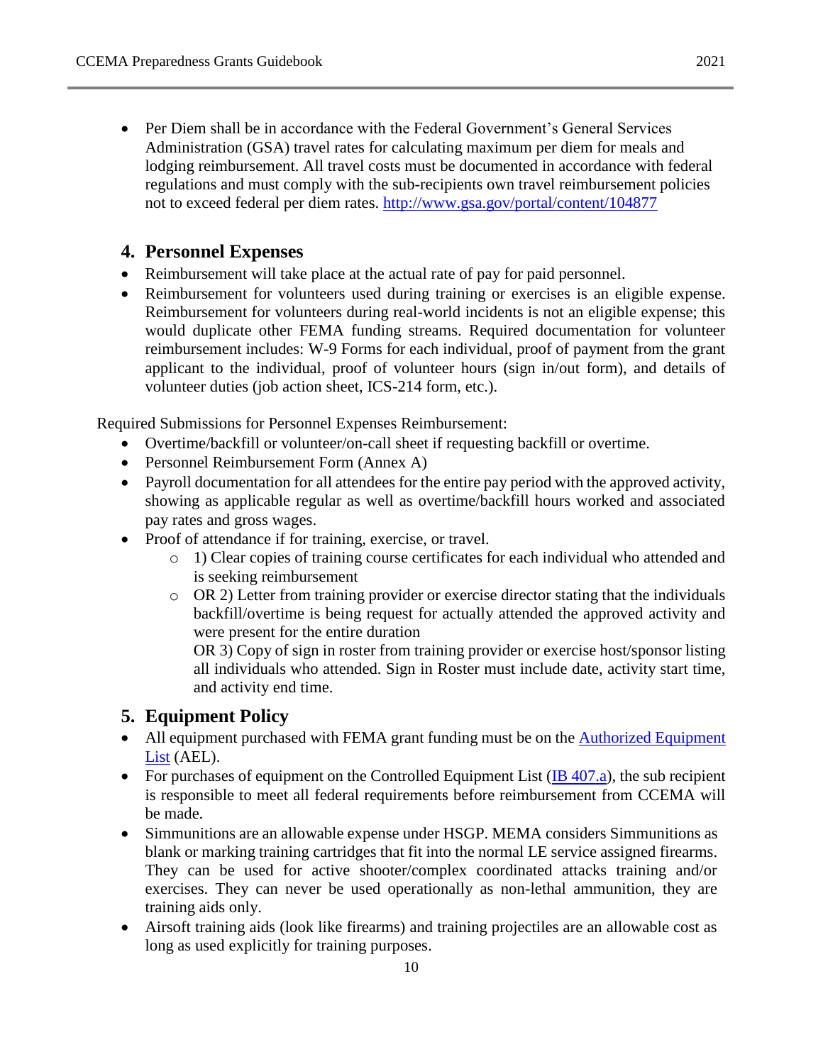- Per Diem shall be in accordance with the Federal Government's General Services Administration (GSA) travel rates for calculating maximum per diem for meals and lodging reimbursement. All travel costs must be documented in accordance with federal regulations and must comply with the sub-recipients own travel reimbursement policies not to exceed federal per diem rates. [http://www.gsa.gov/portal/content/104877](http://www.gsa.gov/portal/content/104877)

## 4. Personnel Expenses

- Reimbursement will take place at the actual rate of pay for paid personnel.
- Reimbursement for volunteers used during training or exercises is an eligible expense. Reimbursement for volunteers during real-world incidents is not an eligible expense; this would duplicate other FEMA funding streams. Required documentation for volunteer reimbursement includes: W-9 Forms for each individual, proof of payment from the grant applicant to the individual, proof of volunteer hours (sign in/out form), and details of volunteer duties (job action sheet, ICS-214 form, etc.).

Required Submissions for Personnel Expenses Reimbursement:

- Overtime/backfill or volunteer/on-call sheet if requesting backfill or overtime.
- Personnel Reimbursement Form (Annex A)
- Payroll documentation for all attendees for the entire pay period with the approved activity, showing as applicable regular as well as overtime/backfill hours worked and associated pay rates and gross wages.
- Proof of attendance if for training, exercise, or travel.
  - 1) Clear copies of training course certificates for each individual who attended and is seeking reimbursement
  - OR 2) Letter from training provider or exercise director stating that the individuals backfill/overtime is being request for actually attended the approved activity and were present for the entire duration

    OR 3) Copy of sign in roster from training provider or exercise host/sponsor listing all individuals who attended. Sign in Roster must include date, activity start time, and activity end time.

## 5. Equipment Policy

- All equipment purchased with FEMA grant funding must be on the Authorized Equipment List (AEL).
- For purchases of equipment on the Controlled Equipment List (IB 407.a), the sub recipient is responsible to meet all federal requirements before reimbursement from CCEMA will be made.
- Simmunitions are an allowable expense under HSGP. MEMA considers Simmunitions as blank or marking training cartridges that fit into the normal LE service assigned firearms. They can be used for active shooter/complex coordinated attacks training and/or exercises. They can never be used operationally as non-lethal ammunition, they are training aids only.
- Airsoft training aids (look like firearms) and training projectiles are an allowable cost as long as used explicitly for training purposes.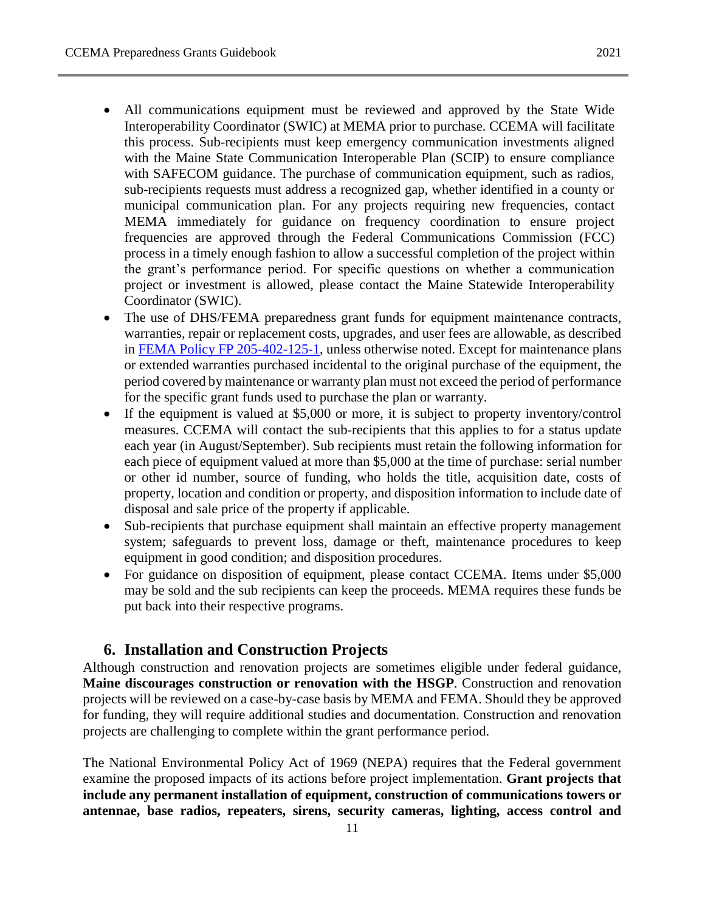- All communications equipment must be reviewed and approved by the State Wide Interoperability Coordinator (SWIC) at MEMA prior to purchase. CCEMA will facilitate this process. Sub-recipients must keep emergency communication investments aligned with the Maine State Communication Interoperable Plan (SCIP) to ensure compliance with SAFECOM guidance. The purchase of communication equipment, such as radios, sub-recipients requests must address a recognized gap, whether identified in a county or municipal communication plan. For any projects requiring new frequencies, contact MEMA immediately for guidance on frequency coordination to ensure project frequencies are approved through the Federal Communications Commission (FCC) process in a timely enough fashion to allow a successful completion of the project within the grant's performance period. For specific questions on whether a communication project or investment is allowed, please contact the Maine Statewide Interoperability Coordinator (SWIC).
- The use of DHS/FEMA preparedness grant funds for equipment maintenance contracts, warranties, repair or replacement costs, upgrades, and user fees are allowable, as described in FEMA Policy FP 205-402-125-1, unless otherwise noted. Except for maintenance plans or extended warranties purchased incidental to the original purchase of the equipment, the period covered by maintenance or warranty plan must not exceed the period of performance for the specific grant funds used to purchase the plan or warranty.
- If the equipment is valued at $5,000 or more, it is subject to property inventory/control measures. CCEMA will contact the sub-recipients that this applies to for a status update each year (in August/September). Sub recipients must retain the following information for each piece of equipment valued at more than $5,000 at the time of purchase: serial number or other id number, source of funding, who holds the title, acquisition date, costs of property, location and condition or property, and disposition information to include date of disposal and sale price of the property if applicable.
- Sub-recipients that purchase equipment shall maintain an effective property management system; safeguards to prevent loss, damage or theft, maintenance procedures to keep equipment in good condition; and disposition procedures.
- For guidance on disposition of equipment, please contact CCEMA. Items under $5,000 may be sold and the sub recipients can keep the proceeds. MEMA requires these funds be put back into their respective programs.

## 6. Installation and Construction Projects

Although construction and renovation projects are sometimes eligible under federal guidance, **Maine discourages construction or renovation with the HSGP**. Construction and renovation projects will be reviewed on a case-by-case basis by MEMA and FEMA. Should they be approved for funding, they will require additional studies and documentation. Construction and renovation projects are challenging to complete within the grant performance period.

The National Environmental Policy Act of 1969 (NEPA) requires that the Federal government examine the proposed impacts of its actions before project implementation. **Grant projects that include any permanent installation of equipment, construction of communications towers or antennae, base radios, repeaters, sirens, security cameras, lighting, access control and**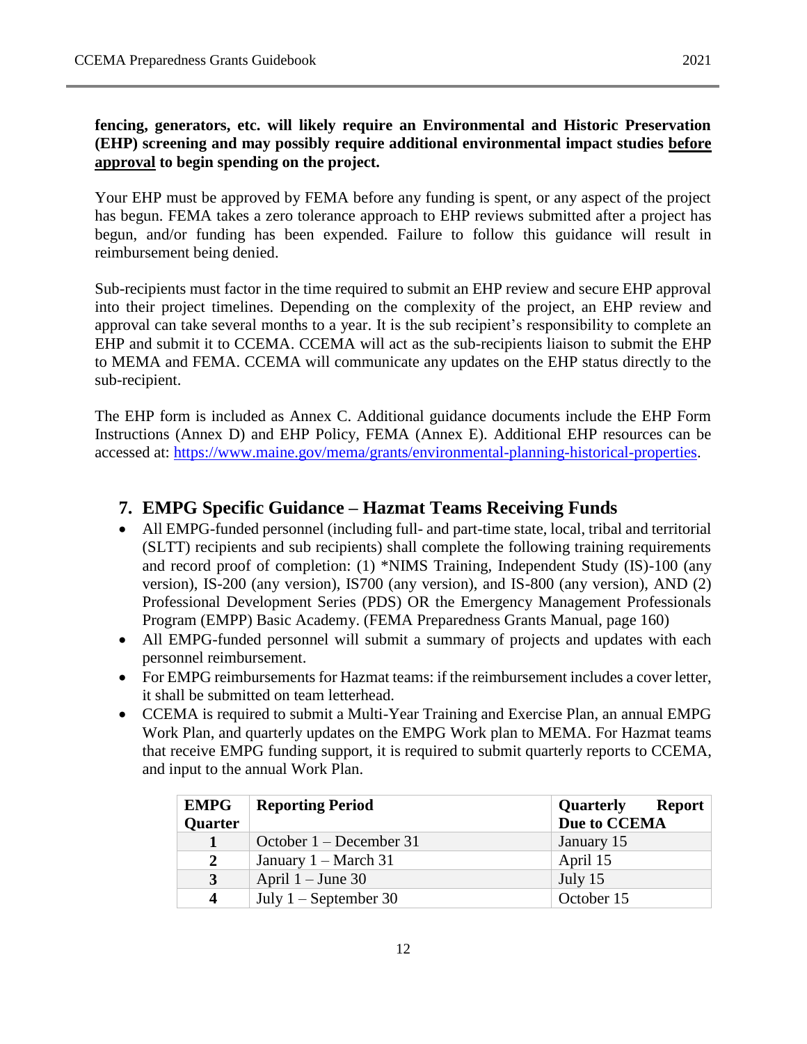**fencing, generators, etc. will likely require an Environmental and Historic Preservation (EHP) screening and may possibly require additional environmental impact studies <u>before approval</u> to begin spending on the project.**

Your EHP must be approved by FEMA before any funding is spent, or any aspect of the project has begun. FEMA takes a zero tolerance approach to EHP reviews submitted after a project has begun, and/or funding has been expended. Failure to follow this guidance will result in reimbursement being denied.

Sub-recipients must factor in the time required to submit an EHP review and secure EHP approval into their project timelines. Depending on the complexity of the project, an EHP review and approval can take several months to a year. It is the sub recipient's responsibility to complete an EHP and submit it to CCEMA. CCEMA will act as the sub-recipients liaison to submit the EHP to MEMA and FEMA. CCEMA will communicate any updates on the EHP status directly to the sub-recipient.

The EHP form is included as Annex C. Additional guidance documents include the EHP Form Instructions (Annex D) and EHP Policy, FEMA (Annex E). Additional EHP resources can be accessed at: https://www.maine.gov/mema/grants/environmental-planning-historical-properties.

## 7. EMPG Specific Guidance – Hazmat Teams Receiving Funds

- All EMPG-funded personnel (including full- and part-time state, local, tribal and territorial (SLTT) recipients and sub recipients) shall complete the following training requirements and record proof of completion: (1) *NIMS Training, Independent Study (IS)-100 (any version), IS-200 (any version), IS700 (any version), and IS-800 (any version), AND (2) Professional Development Series (PDS) OR the Emergency Management Professionals Program (EMPP) Basic Academy. (FEMA Preparedness Grants Manual, page 160)
- All EMPG-funded personnel will submit a summary of projects and updates with each personnel reimbursement.
- For EMPG reimbursements for Hazmat teams: if the reimbursement includes a cover letter, it shall be submitted on team letterhead.
- CCEMA is required to submit a Multi-Year Training and Exercise Plan, an annual EMPG Work Plan, and quarterly updates on the EMPG Work plan to MEMA. For Hazmat teams that receive EMPG funding support, it is required to submit quarterly reports to CCEMA, and input to the annual Work Plan.

| EMPG Quarter | Reporting Period | Quarterly Report Due to CCEMA |
|---|---|---|
| 1 | October 1 – December 31 | January 15 |
| 2 | January 1 – March 31 | April 15 |
| 3 | April 1 – June 30 | July 15 |
| 4 | July 1 – September 30 | October 15 |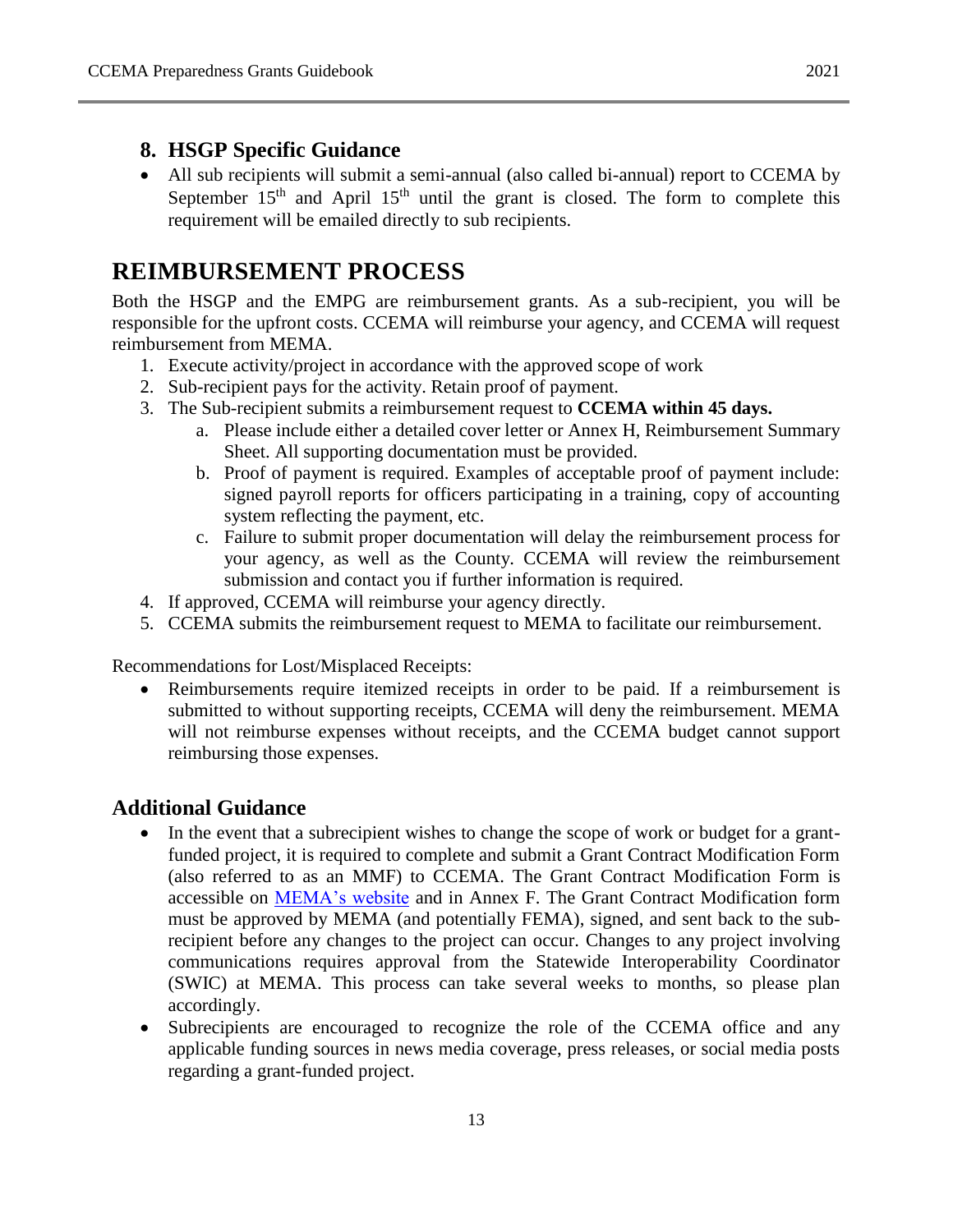## 8. HSGP Specific Guidance

- All sub recipients will submit a semi-annual (also called bi-annual) report to CCEMA by September 15th and April 15th until the grant is closed. The form to complete this requirement will be emailed directly to sub recipients.

# REIMBURSEMENT PROCESS

Both the HSGP and the EMPG are reimbursement grants. As a sub-recipient, you will be responsible for the upfront costs. CCEMA will reimburse your agency, and CCEMA will request reimbursement from MEMA.

1. Execute activity/project in accordance with the approved scope of work
2. Sub-recipient pays for the activity. Retain proof of payment.
3. The Sub-recipient submits a reimbursement request to **CCEMA within 45 days.**
   a. Please include either a detailed cover letter or Annex H, Reimbursement Summary Sheet. All supporting documentation must be provided.
   b. Proof of payment is required. Examples of acceptable proof of payment include: signed payroll reports for officers participating in a training, copy of accounting system reflecting the payment, etc.
   c. Failure to submit proper documentation will delay the reimbursement process for your agency, as well as the County. CCEMA will review the reimbursement submission and contact you if further information is required.
4. If approved, CCEMA will reimburse your agency directly.
5. CCEMA submits the reimbursement request to MEMA to facilitate our reimbursement.

Recommendations for Lost/Misplaced Receipts:

- Reimbursements require itemized receipts in order to be paid. If a reimbursement is submitted to without supporting receipts, CCEMA will deny the reimbursement. MEMA will not reimburse expenses without receipts, and the CCEMA budget cannot support reimbursing those expenses.

## Additional Guidance

- In the event that a subrecipient wishes to change the scope of work or budget for a grant-funded project, it is required to complete and submit a Grant Contract Modification Form (also referred to as an MMF) to CCEMA. The Grant Contract Modification Form is accessible on [MEMA's website](MEMA's website) and in Annex F. The Grant Contract Modification form must be approved by MEMA (and potentially FEMA), signed, and sent back to the sub-recipient before any changes to the project can occur. Changes to any project involving communications requires approval from the Statewide Interoperability Coordinator (SWIC) at MEMA. This process can take several weeks to months, so please plan accordingly.
- Subrecipients are encouraged to recognize the role of the CCEMA office and any applicable funding sources in news media coverage, press releases, or social media posts regarding a grant-funded project.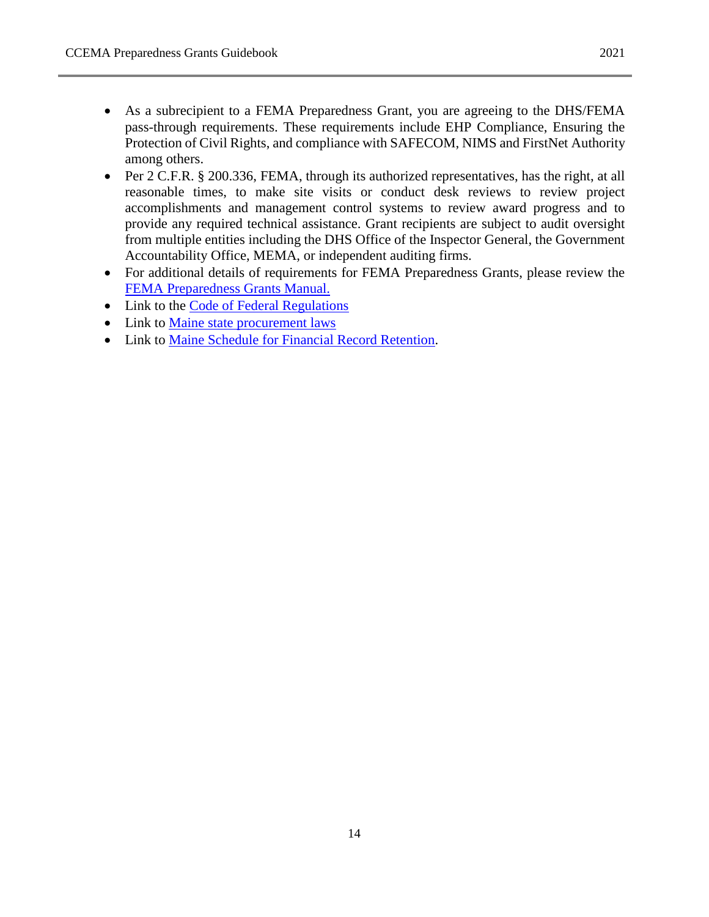- As a subrecipient to a FEMA Preparedness Grant, you are agreeing to the DHS/FEMA pass-through requirements. These requirements include EHP Compliance, Ensuring the Protection of Civil Rights, and compliance with SAFECOM, NIMS and FirstNet Authority among others.
- Per 2 C.F.R. § 200.336, FEMA, through its authorized representatives, has the right, at all reasonable times, to make site visits or conduct desk reviews to review project accomplishments and management control systems to review award progress and to provide any required technical assistance. Grant recipients are subject to audit oversight from multiple entities including the DHS Office of the Inspector General, the Government Accountability Office, MEMA, or independent auditing firms.
- For additional details of requirements for FEMA Preparedness Grants, please review the FEMA Preparedness Grants Manual.
- Link to the Code of Federal Regulations
- Link to Maine state procurement laws
- Link to Maine Schedule for Financial Record Retention.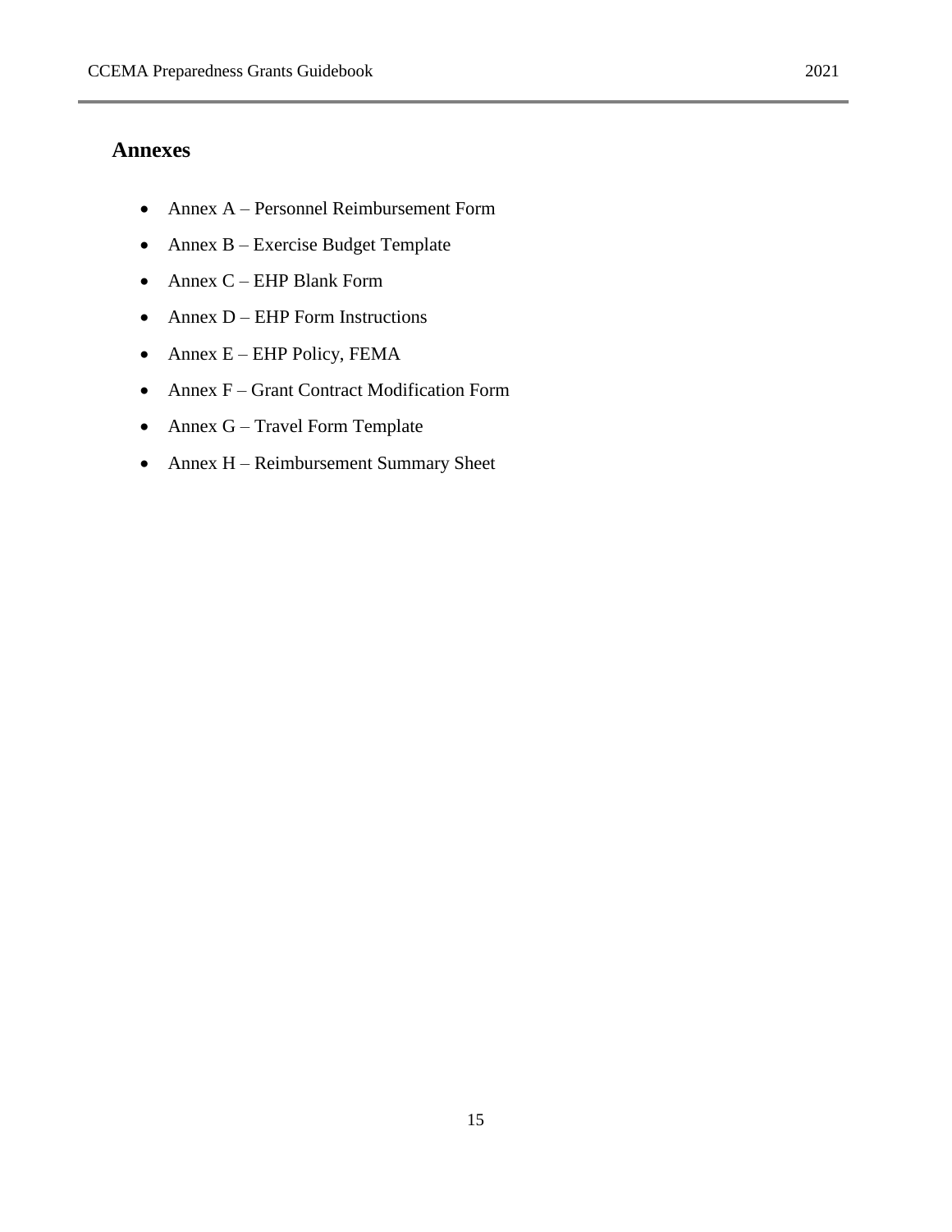## Annexes

- Annex A – Personnel Reimbursement Form
- Annex B – Exercise Budget Template
- Annex C – EHP Blank Form
- Annex D – EHP Form Instructions
- Annex E – EHP Policy, FEMA
- Annex F – Grant Contract Modification Form
- Annex G – Travel Form Template
- Annex H – Reimbursement Summary Sheet